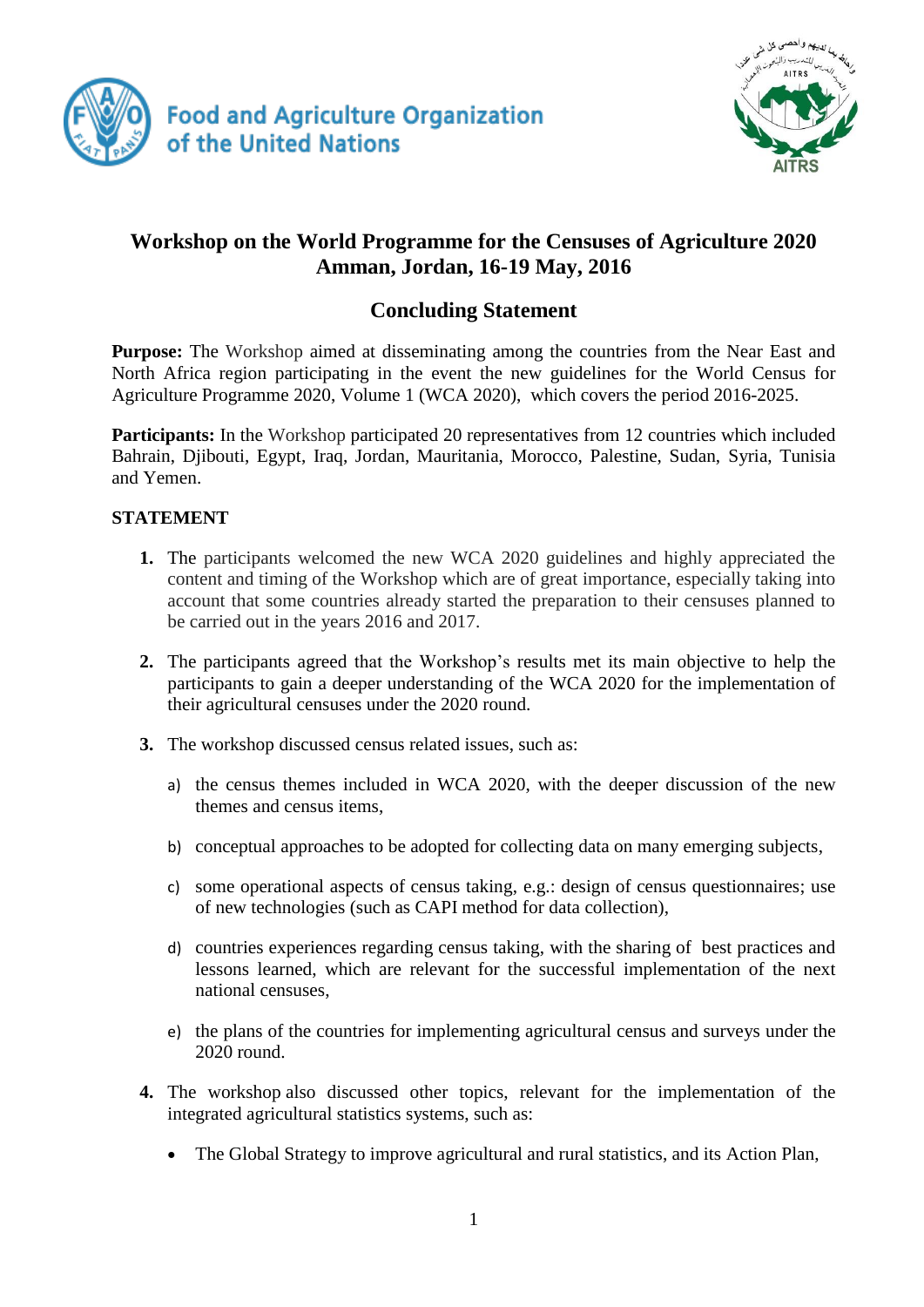Food and Agriculture Organization of the United Nations

AITRS

# Workshop on the World Programme for the Censuses of Agriculture 2020
## Amman, Jordan, 16-19 May, 2016

## Concluding Statement

**Purpose:** The Workshop aimed at disseminating among the countries from the Near East and North Africa region participating in the event the new guidelines for the World Census for Agriculture Programme 2020, Volume 1 (WCA 2020), which covers the period 2016-2025.

**Participants:** In the Workshop participated 20 representatives from 12 countries which included Bahrain, Djibouti, Egypt, Iraq, Jordan, Mauritania, Morocco, Palestine, Sudan, Syria, Tunisia and Yemen.

**STATEMENT**

1. The participants welcomed the new WCA 2020 guidelines and highly appreciated the content and timing of the Workshop which are of great importance, especially taking into account that some countries already started the preparation to their censuses planned to be carried out in the years 2016 and 2017.

2. The participants agreed that the Workshop's results met its main objective to help the participants to gain a deeper understanding of the WCA 2020 for the implementation of their agricultural censuses under the 2020 round.

3. The workshop discussed census related issues, such as:

   a) the census themes included in WCA 2020, with the deeper discussion of the new themes and census items,

   b) conceptual approaches to be adopted for collecting data on many emerging subjects,

   c) some operational aspects of census taking, e.g.: design of census questionnaires; use of new technologies (such as CAPI method for data collection),

   d) countries experiences regarding census taking, with the sharing of best practices and lessons learned, which are relevant for the successful implementation of the next national censuses,

   e) the plans of the countries for implementing agricultural census and surveys under the 2020 round.

4. The workshop also discussed other topics, relevant for the implementation of the integrated agricultural statistics systems, such as:

   - The Global Strategy to improve agricultural and rural statistics, and its Action Plan,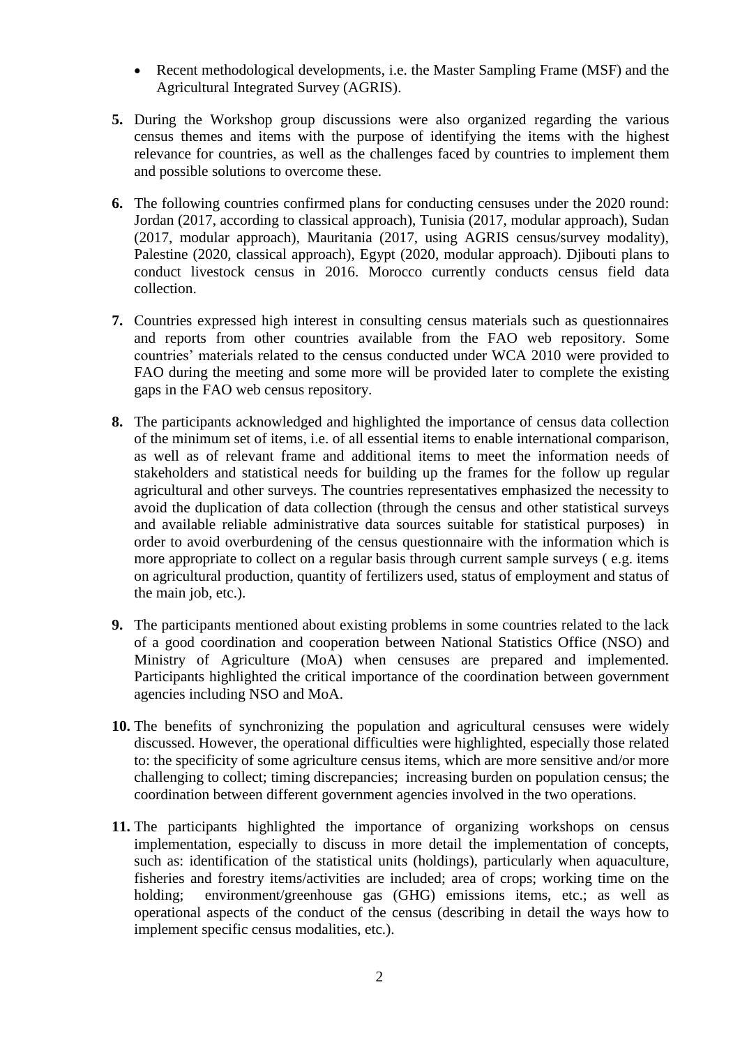- Recent methodological developments, i.e. the Master Sampling Frame (MSF) and the Agricultural Integrated Survey (AGRIS).

**5.** During the Workshop group discussions were also organized regarding the various census themes and items with the purpose of identifying the items with the highest relevance for countries, as well as the challenges faced by countries to implement them and possible solutions to overcome these.

**6.** The following countries confirmed plans for conducting censuses under the 2020 round: Jordan (2017, according to classical approach), Tunisia (2017, modular approach), Sudan (2017, modular approach), Mauritania (2017, using AGRIS census/survey modality), Palestine (2020, classical approach), Egypt (2020, modular approach). Djibouti plans to conduct livestock census in 2016. Morocco currently conducts census field data collection.

**7.** Countries expressed high interest in consulting census materials such as questionnaires and reports from other countries available from the FAO web repository. Some countries' materials related to the census conducted under WCA 2010 were provided to FAO during the meeting and some more will be provided later to complete the existing gaps in the FAO web census repository.

**8.** The participants acknowledged and highlighted the importance of census data collection of the minimum set of items, i.e. of all essential items to enable international comparison, as well as of relevant frame and additional items to meet the information needs of stakeholders and statistical needs for building up the frames for the follow up regular agricultural and other surveys. The countries representatives emphasized the necessity to avoid the duplication of data collection (through the census and other statistical surveys and available reliable administrative data sources suitable for statistical purposes) in order to avoid overburdening of the census questionnaire with the information which is more appropriate to collect on a regular basis through current sample surveys ( e.g. items on agricultural production, quantity of fertilizers used, status of employment and status of the main job, etc.).

**9.** The participants mentioned about existing problems in some countries related to the lack of a good coordination and cooperation between National Statistics Office (NSO) and Ministry of Agriculture (MoA) when censuses are prepared and implemented. Participants highlighted the critical importance of the coordination between government agencies including NSO and MoA.

**10.** The benefits of synchronizing the population and agricultural censuses were widely discussed. However, the operational difficulties were highlighted, especially those related to: the specificity of some agriculture census items, which are more sensitive and/or more challenging to collect; timing discrepancies; increasing burden on population census; the coordination between different government agencies involved in the two operations.

**11.** The participants highlighted the importance of organizing workshops on census implementation, especially to discuss in more detail the implementation of concepts, such as: identification of the statistical units (holdings), particularly when aquaculture, fisheries and forestry items/activities are included; area of crops; working time on the holding; environment/greenhouse gas (GHG) emissions items, etc.; as well as operational aspects of the conduct of the census (describing in detail the ways how to implement specific census modalities, etc.).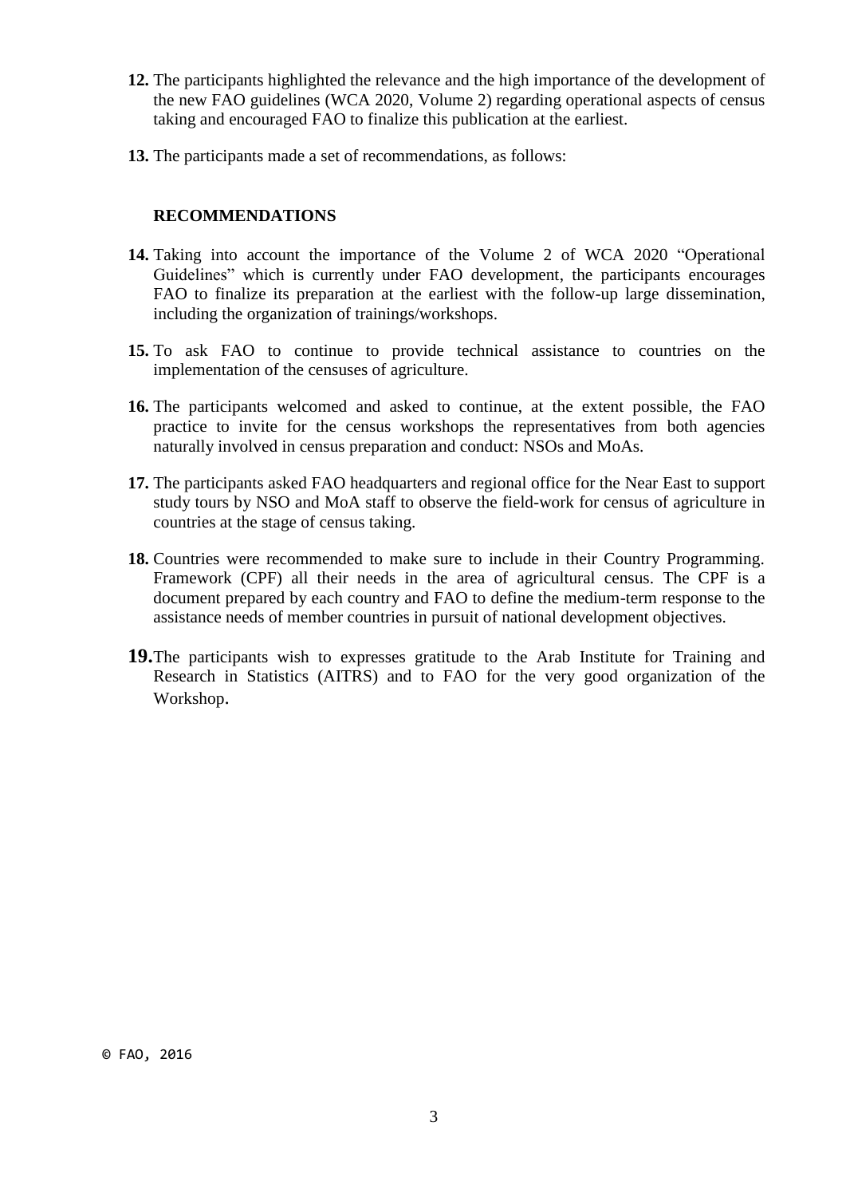**12.** The participants highlighted the relevance and the high importance of the development of the new FAO guidelines (WCA 2020, Volume 2) regarding operational aspects of census taking and encouraged FAO to finalize this publication at the earliest.

**13.** The participants made a set of recommendations, as follows:

**RECOMMENDATIONS**

**14.** Taking into account the importance of the Volume 2 of WCA 2020 "Operational Guidelines" which is currently under FAO development, the participants encourages FAO to finalize its preparation at the earliest with the follow-up large dissemination, including the organization of trainings/workshops.

**15.** To ask FAO to continue to provide technical assistance to countries on the implementation of the censuses of agriculture.

**16.** The participants welcomed and asked to continue, at the extent possible, the FAO practice to invite for the census workshops the representatives from both agencies naturally involved in census preparation and conduct: NSOs and MoAs.

**17.** The participants asked FAO headquarters and regional office for the Near East to support study tours by NSO and MoA staff to observe the field-work for census of agriculture in countries at the stage of census taking.

**18.** Countries were recommended to make sure to include in their Country Programming. Framework (CPF) all their needs in the area of agricultural census. The CPF is a document prepared by each country and FAO to define the medium-term response to the assistance needs of member countries in pursuit of national development objectives.

**19.** The participants wish to expresses gratitude to the Arab Institute for Training and Research in Statistics (AITRS) and to FAO for the very good organization of the Workshop.

© FAO, 2016